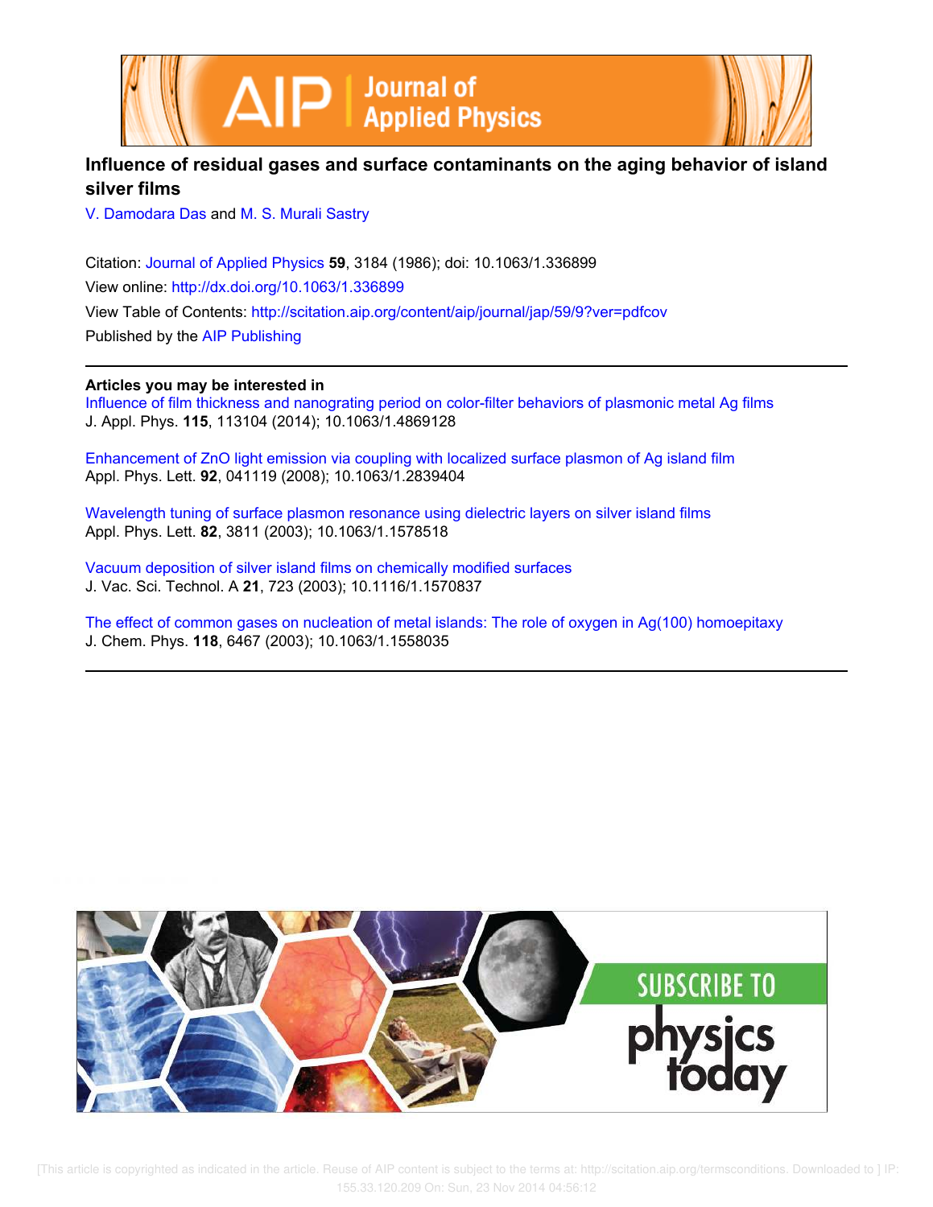# Influence of residual gases and surface contaminants on the aging behavior of island silver films

V. Damodara Das and M. S. Murali Sastry

Citation: Journal of Applied Physics **59**, 3184 (1986); doi: 10.1063/1.336899

View online: http://dx.doi.org/10.1063/1.336899

View Table of Contents: http://scitation.aip.org/content/aip/journal/jap/59/9?ver=pdfcov

Published by the AIP Publishing

**Articles you may be interested in**

Influence of film thickness and nanograting period on color-filter behaviors of plasmonic metal Ag films
J. Appl. Phys. **115**, 113104 (2014); 10.1063/1.4869128

Enhancement of ZnO light emission via coupling with localized surface plasmon of Ag island film
Appl. Phys. Lett. **92**, 041119 (2008); 10.1063/1.2839404

Wavelength tuning of surface plasmon resonance using dielectric layers on silver island films
Appl. Phys. Lett. **82**, 3811 (2003); 10.1063/1.1578518

Vacuum deposition of silver island films on chemically modified surfaces
J. Vac. Sci. Technol. A **21**, 723 (2003); 10.1116/1.1570837

The effect of common gases on nucleation of metal islands: The role of oxygen in Ag(100) homoepitaxy
J. Chem. Phys. **118**, 6467 (2003); 10.1063/1.1558035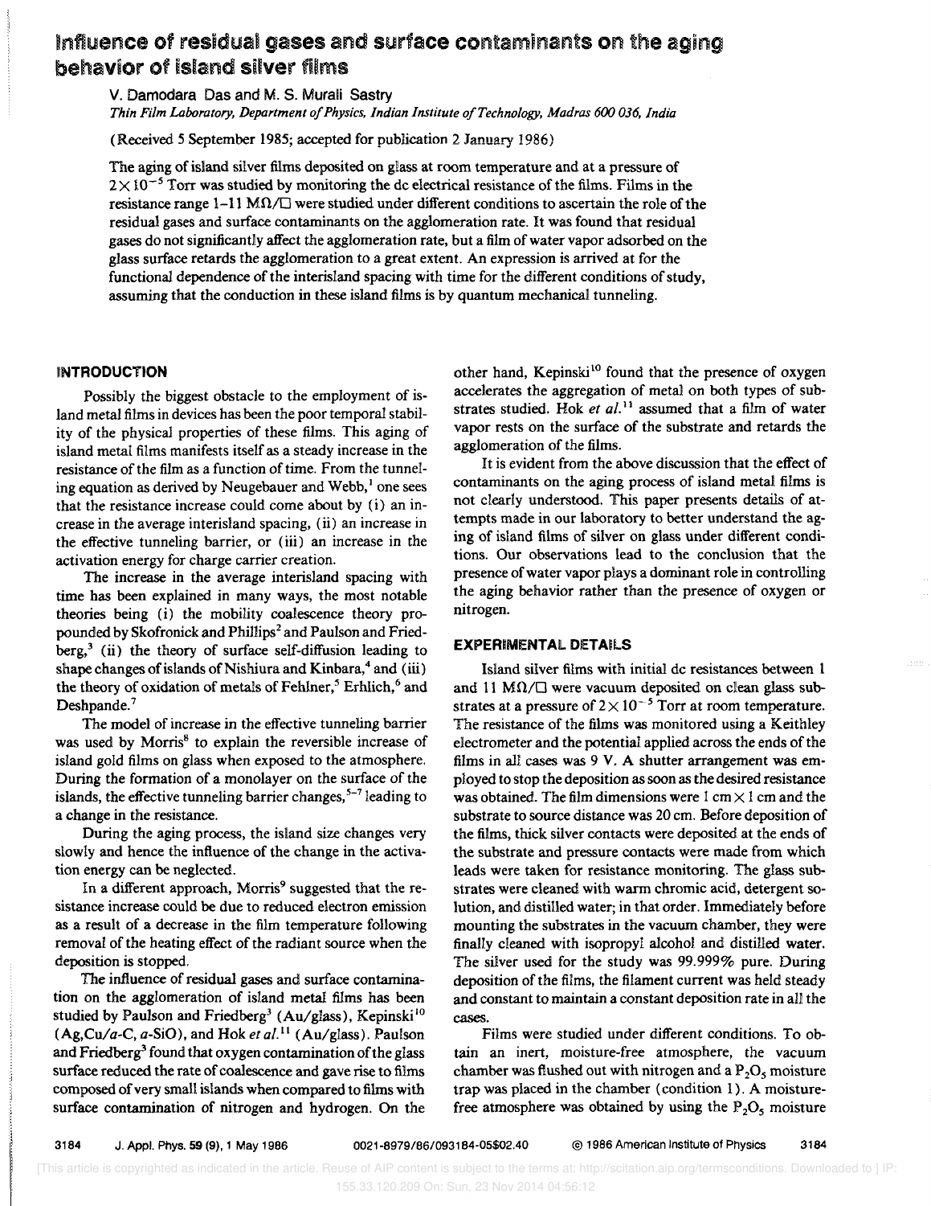# Influence of residual gases and surface contaminants on the aging behavior of island silver films

V. Damodara Das and M. S. Murali Sastry

*Thin Film Laboratory, Department of Physics, Indian Institute of Technology, Madras 600 036, India*

(Received 5 September 1985; accepted for publication 2 January 1986)

The aging of island silver films deposited on glass at room temperature and at a pressure of $2 \times 10^{-5}$ Torr was studied by monitoring the dc electrical resistance of the films. Films in the resistance range 1–11 MΩ/□ were studied under different conditions to ascertain the role of the residual gases and surface contaminants on the agglomeration rate. It was found that residual gases do not significantly affect the agglomeration rate, but a film of water vapor adsorbed on the glass surface retards the agglomeration to a great extent. An expression is arrived at for the functional dependence of the interisland spacing with time for the different conditions of study, assuming that the conduction in these island films is by quantum mechanical tunneling.

## INTRODUCTION

Possibly the biggest obstacle to the employment of island metal films in devices has been the poor temporal stability of the physical properties of these films. This aging of island metal films manifests itself as a steady increase in the resistance of the film as a function of time. From the tunneling equation as derived by Neugebauer and Webb,[1] one sees that the resistance increase could come about by (i) an increase in the average interisland spacing, (ii) an increase in the effective tunneling barrier, or (iii) an increase in the activation energy for charge carrier creation.

The increase in the average interisland spacing with time has been explained in many ways, the most notable theories being (i) the mobility coalescence theory propounded by Skofronick and Phillips[2] and Paulson and Friedberg,[3] (ii) the theory of surface self-diffusion leading to shape changes of islands of Nishiura and Kinbara,[4] and (iii) the theory of oxidation of metals of Fehlner,[5] Erhlich,[6] and Deshpande.[7]

The model of increase in the effective tunneling barrier was used by Morris[8] to explain the reversible increase of island gold films on glass when exposed to the atmosphere. During the formation of a monolayer on the surface of the islands, the effective tunneling barrier changes,[5–7] leading to a change in the resistance.

During the aging process, the island size changes very slowly and hence the influence of the change in the activation energy can be neglected.

In a different approach, Morris[9] suggested that the resistance increase could be due to reduced electron emission as a result of a decrease in the film temperature following removal of the heating effect of the radiant source when the deposition is stopped.

The influence of residual gases and surface contamination on the agglomeration of island metal films has been studied by Paulson and Friedberg[3] (Au/glass), Kepinski[10] (Ag,Cu/*a*-C, *a*-SiO), and Hok *et al.*[11] (Au/glass). Paulson and Friedberg[3] found that oxygen contamination of the glass surface reduced the rate of coalescence and gave rise to films composed of very small islands when compared to films with surface contamination of nitrogen and hydrogen. On the other hand, Kepinski[10] found that the presence of oxygen accelerates the aggregation of metal on both types of substrates studied. Hok *et al.*[11] assumed that a film of water vapor rests on the surface of the substrate and retards the agglomeration of the films.

It is evident from the above discussion that the effect of contaminants on the aging process of island metal films is not clearly understood. This paper presents details of attempts made in our laboratory to better understand the aging of island films of silver on glass under different conditions. Our observations lead to the conclusion that the presence of water vapor plays a dominant role in controlling the aging behavior rather than the presence of oxygen or nitrogen.

## EXPERIMENTAL DETAILS

Island silver films with initial dc resistances between 1 and 11 MΩ/□ were vacuum deposited on clean glass substrates at a pressure of $2 \times 10^{-5}$ Torr at room temperature. The resistance of the films was monitored using a Keithley electrometer and the potential applied across the ends of the films in all cases was 9 V. A shutter arrangement was employed to stop the deposition as soon as the desired resistance was obtained. The film dimensions were 1 cm × 1 cm and the substrate to source distance was 20 cm. Before deposition of the films, thick silver contacts were deposited at the ends of the substrate and pressure contacts were made from which leads were taken for resistance monitoring. The glass substrates were cleaned with warm chromic acid, detergent solution, and distilled water; in that order. Immediately before mounting the substrates in the vacuum chamber, they were finally cleaned with isopropyl alcohol and distilled water. The silver used for the study was 99.999% pure. During deposition of the films, the filament current was held steady and constant to maintain a constant deposition rate in all the cases.

Films were studied under different conditions. To obtain an inert, moisture-free atmosphere, the vacuum chamber was flushed out with nitrogen and a $P_2O_5$ moisture trap was placed in the chamber (condition 1). A moisture-free atmosphere was obtained by using the $P_2O_5$ moisture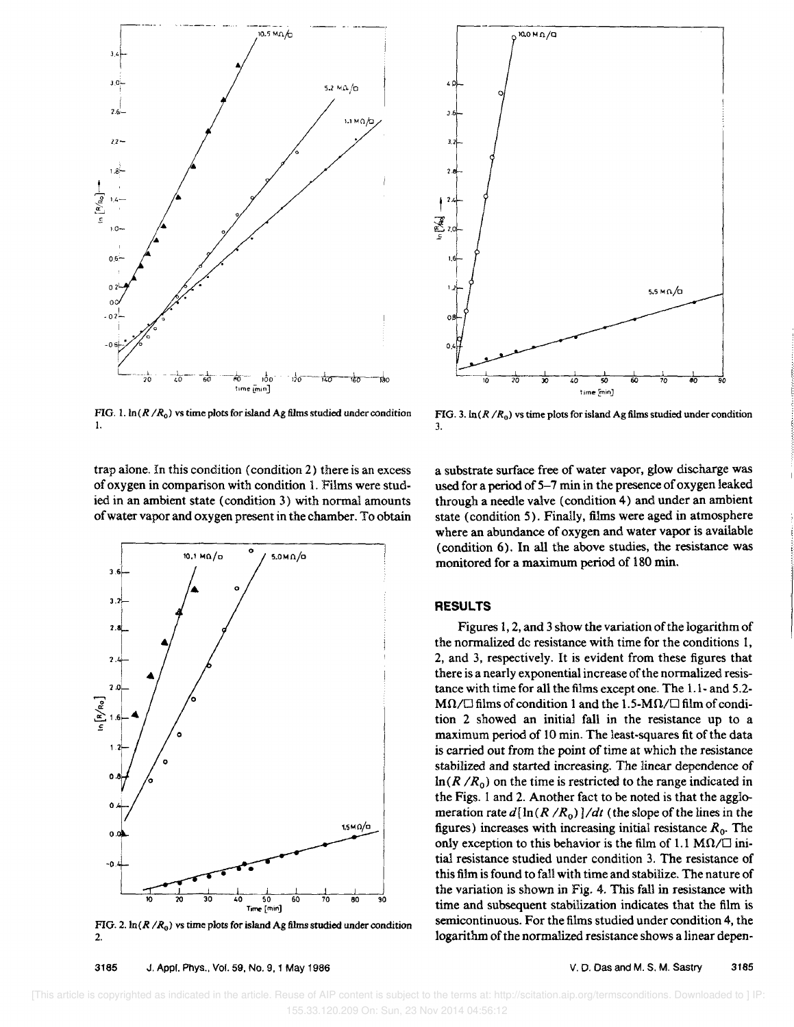FIG. 1. $\ln(R/R_0)$ vs time plots for island Ag films studied under condition 1.

FIG. 3. $\ln(R/R_0)$ vs time plots for island Ag films studied under condition 3.

trap alone. In this condition (condition 2) there is an excess of oxygen in comparison with condition 1. Films were studied in an ambient state (condition 3) with normal amounts of water vapor and oxygen present in the chamber. To obtain a substrate surface free of water vapor, glow discharge was used for a period of 5–7 min in the presence of oxygen leaked through a needle valve (condition 4) and under an ambient state (condition 5). Finally, films were aged in atmosphere where an abundance of oxygen and water vapor is available (condition 6). In all the above studies, the resistance was monitored for a maximum period of 180 min.

FIG. 2. $\ln(R/R_0)$ vs time plots for island Ag films studied under condition 2.

## RESULTS

Figures 1, 2, and 3 show the variation of the logarithm of the normalized dc resistance with time for the conditions 1, 2, and 3, respectively. It is evident from these figures that there is a nearly exponential increase of the normalized resistance with time for all the films except one. The 1.1- and 5.2-$\text{M}\Omega/\square$ films of condition 1 and the 1.5-$\text{M}\Omega/\square$ film of condition 2 showed an initial fall in the resistance up to a maximum period of 10 min. The least-squares fit of the data is carried out from the point of time at which the resistance stabilized and started increasing. The linear dependence of $\ln(R/R_0)$ on the time is restricted to the range indicated in the Figs. 1 and 2. Another fact to be noted is that the agglomeration rate $d[\ln(R/R_0)]/dt$ (the slope of the lines in the figures) increases with increasing initial resistance $R_0$. The only exception to this behavior is the film of 1.1 $\text{M}\Omega/\square$ initial resistance studied under condition 3. The resistance of this film is found to fall with time and stabilize. The nature of the variation is shown in Fig. 4. This fall in resistance with time and subsequent stabilization indicates that the film is semicontinuous. For the films studied under condition 4, the logarithm of the normalized resistance shows a linear depen-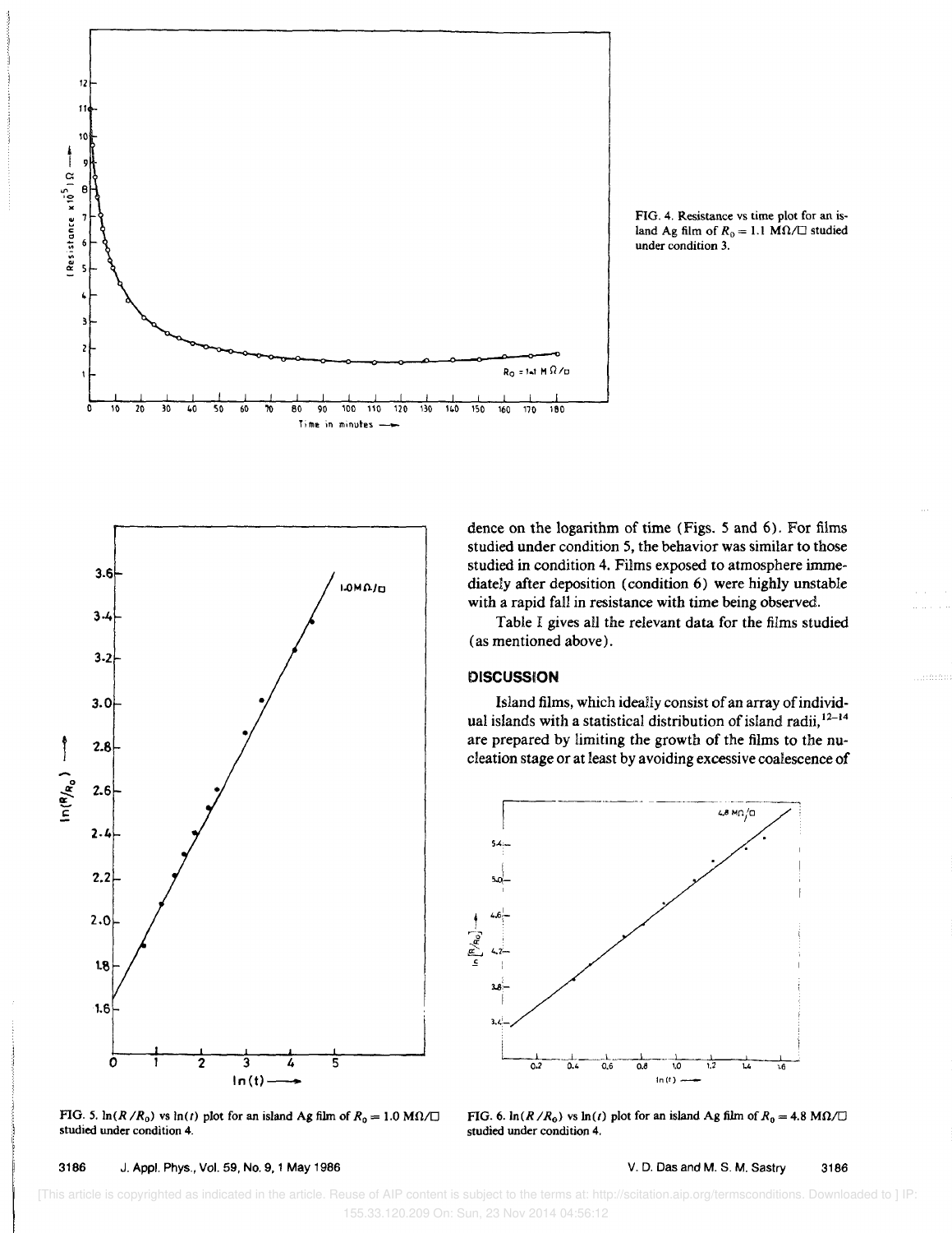FIG. 4. Resistance vs time plot for an island Ag film of $R_0 = 1.1\ \mathrm{M\Omega/\square}$ studied under condition 3.

dence on the logarithm of time (Figs. 5 and 6). For films studied under condition 5, the behavior was similar to those studied in condition 4. Films exposed to atmosphere immediately after deposition (condition 6) were highly unstable with a rapid fall in resistance with time being observed.

Table I gives all the relevant data for the films studied (as mentioned above).

## DISCUSSION

Island films, which ideally consist of an array of individual islands with a statistical distribution of island radii,[12-14] are prepared by limiting the growth of the films to the nucleation stage or at least by avoiding excessive coalescence of

FIG. 5. $\ln(R/R_0)$ vs $\ln(t)$ plot for an island Ag film of $R_0 = 1.0\ \mathrm{M\Omega/\square}$ studied under condition 4.

FIG. 6. $\ln(R/R_0)$ vs $\ln(t)$ plot for an island Ag film of $R_0 = 4.8\ \mathrm{M\Omega/\square}$ studied under condition 4.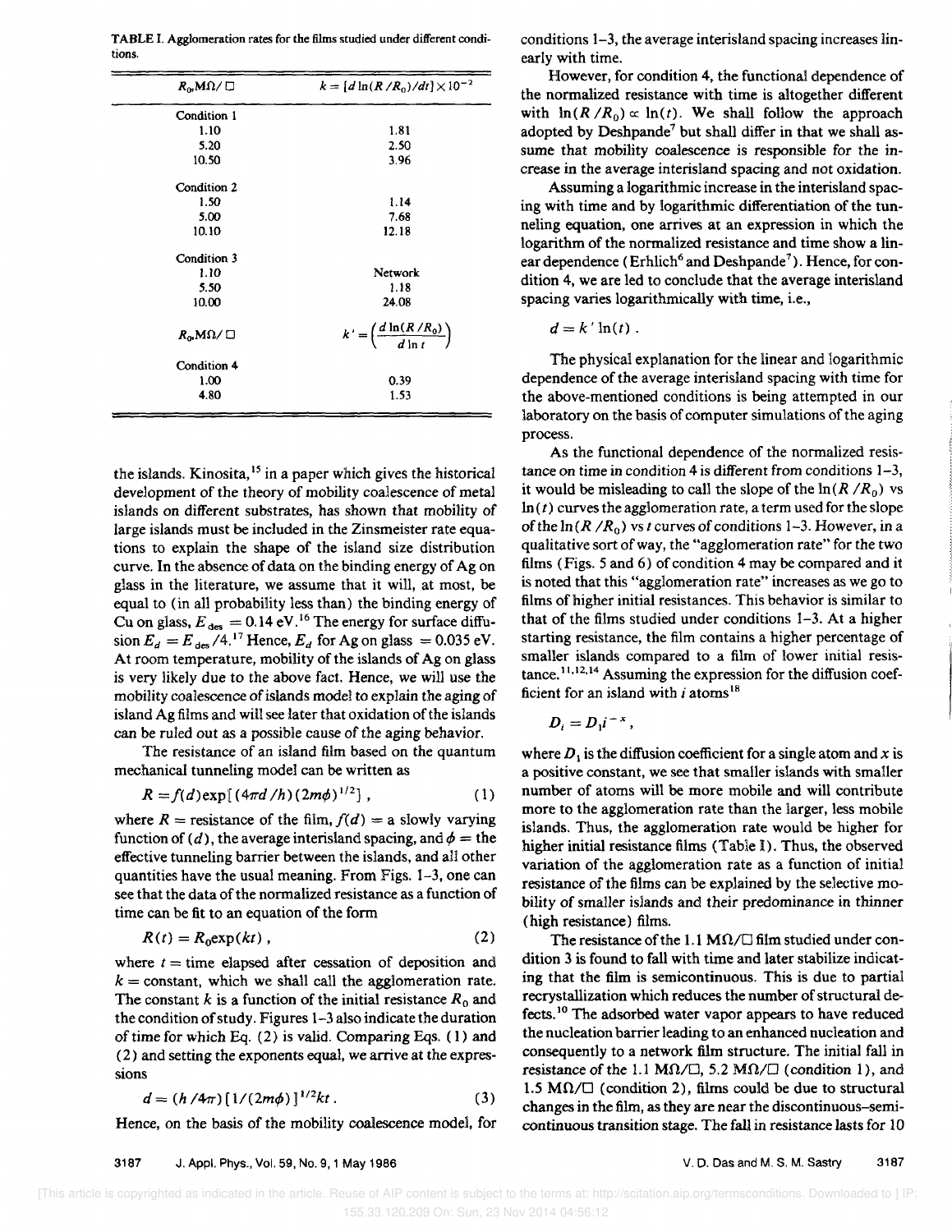TABLE I. Agglomeration rates for the films studied under different conditions.

| $R_0$, MΩ/□ | $k = [d \ln(R/R_0)/dt] \times 10^{-2}$ |
|---|---|
| Condition 1 | |
| 1.10 | 1.81 |
| 5.20 | 2.50 |
| 10.50 | 3.96 |
| Condition 2 | |
| 1.50 | 1.14 |
| 5.00 | 7.68 |
| 10.10 | 12.18 |
| Condition 3 | |
| 1.10 | Network |
| 5.50 | 1.18 |
| 10.00 | 24.08 |
| $R_0$, MΩ/□ | $k' = \left(\frac{d \ln(R/R_0)}{d \ln t}\right)$ |
| Condition 4 | |
| 1.00 | 0.39 |
| 4.80 | 1.53 |

the islands. Kinosita,[15] in a paper which gives the historical development of the theory of mobility coalescence of metal islands on different substrates, has shown that mobility of large islands must be included in the Zinsmeister rate equations to explain the shape of the island size distribution curve. In the absence of data on the binding energy of Ag on glass in the literature, we assume that it will, at most, be equal to (in all probability less than) the binding energy of Cu on glass, $E_{des} = 0.14$ eV.[16] The energy for surface diffusion $E_d = E_{des}/4$.[17] Hence, $E_d$ for Ag on glass $= 0.035$ eV. At room temperature, mobility of the islands of Ag on glass is very likely due to the above fact. Hence, we will use the mobility coalescence of islands model to explain the aging of island Ag films and will see later that oxidation of the islands can be ruled out as a possible cause of the aging behavior.

The resistance of an island film based on the quantum mechanical tunneling model can be written as

$$R = f(d)\exp[(4\pi d/h)(2m\phi)^{1/2}], \quad (1)$$

where $R$ = resistance of the film, $f(d)$ = a slowly varying function of $(d)$, the average interisland spacing, and $\phi$ = the effective tunneling barrier between the islands, and all other quantities have the usual meaning. From Figs. 1–3, one can see that the data of the normalized resistance as a function of time can be fit to an equation of the form

$$R(t) = R_0 \exp(kt), \quad (2)$$

where $t$ = time elapsed after cessation of deposition and $k$ = constant, which we shall call the agglomeration rate. The constant $k$ is a function of the initial resistance $R_0$ and the condition of study. Figures 1–3 also indicate the duration of time for which Eq. (2) is valid. Comparing Eqs. (1) and (2) and setting the exponents equal, we arrive at the expressions

$$d = (h/4\pi)[1/(2m\phi)]^{1/2}kt. \quad (3)$$

Hence, on the basis of the mobility coalescence model, for conditions 1–3, the average interisland spacing increases linearly with time.

However, for condition 4, the functional dependence of the normalized resistance with time is altogether different with $\ln(R/R_0) \propto \ln(t)$. We shall follow the approach adopted by Deshpande[7] but shall differ in that we shall assume that mobility coalescence is responsible for the increase in the average interisland spacing and not oxidation.

Assuming a logarithmic increase in the interisland spacing with time and by logarithmic differentiation of the tunneling equation, one arrives at an expression in which the logarithm of the normalized resistance and time show a linear dependence (Erhlich[6] and Deshpande[7]). Hence, for condition 4, we are led to conclude that the average interisland spacing varies logarithmically with time, i.e.,

$$d = k' \ln(t).$$

The physical explanation for the linear and logarithmic dependence of the average interisland spacing with time for the above-mentioned conditions is being attempted in our laboratory on the basis of computer simulations of the aging process.

As the functional dependence of the normalized resistance on time in condition 4 is different from conditions 1–3, it would be misleading to call the slope of the $\ln(R/R_0)$ vs $\ln(t)$ curves the agglomeration rate, a term used for the slope of the $\ln(R/R_0)$ vs $t$ curves of conditions 1–3. However, in a qualitative sort of way, the "agglomeration rate" for the two films (Figs. 5 and 6) of condition 4 may be compared and it is noted that this "agglomeration rate" increases as we go to films of higher initial resistances. This behavior is similar to that of the films studied under conditions 1–3. At a higher starting resistance, the film contains a higher percentage of smaller islands compared to a film of lower initial resistance.[11,12,14] Assuming the expression for the diffusion coefficient for an island with $i$ atoms[18]

$$D_i = D_1 i^{-x},$$

where $D_1$ is the diffusion coefficient for a single atom and $x$ is a positive constant, we see that smaller islands with smaller number of atoms will be more mobile and will contribute more to the agglomeration rate than the larger, less mobile islands. Thus, the agglomeration rate would be higher for higher initial resistance films (Table I). Thus, the observed variation of the agglomeration rate as a function of initial resistance of the films can be explained by the selective mobility of smaller islands and their predominance in thinner (high resistance) films.

The resistance of the 1.1 MΩ/□ film studied under condition 3 is found to fall with time and later stabilize indicating that the film is semicontinuous. This is due to partial recrystallization which reduces the number of structural defects.[10] The adsorbed water vapor appears to have reduced the nucleation barrier leading to an enhanced nucleation and consequently to a network film structure. The initial fall in resistance of the 1.1 MΩ/□, 5.2 MΩ/□ (condition 1), and 1.5 MΩ/□ (condition 2), films could be due to structural changes in the film, as they are near the discontinuous–semicontinuous transition stage. The fall in resistance lasts for 10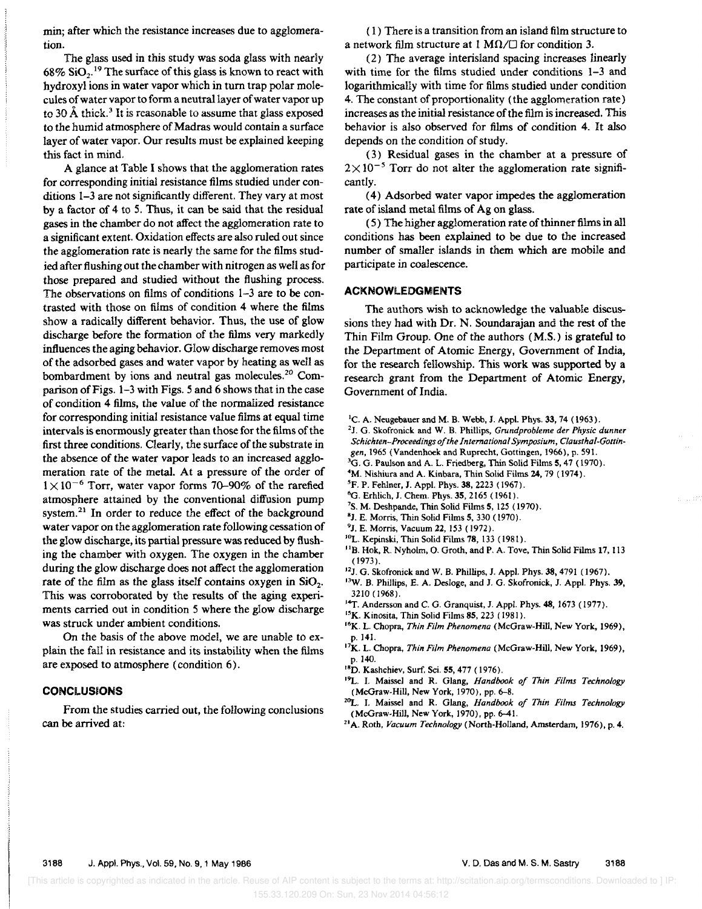min; after which the resistance increases due to agglomeration.

The glass used in this study was soda glass with nearly 68% $SiO_2$.[19] The surface of this glass is known to react with hydroxyl ions in water vapor which in turn trap polar molecules of water vapor to form a neutral layer of water vapor up to 30 Å thick.[3] It is reasonable to assume that glass exposed to the humid atmosphere of Madras would contain a surface layer of water vapor. Our results must be explained keeping this fact in mind.

A glance at Table I shows that the agglomeration rates for corresponding initial resistance films studied under conditions 1–3 are not significantly different. They vary at most by a factor of 4 to 5. Thus, it can be said that the residual gases in the chamber do not affect the agglomeration rate to a significant extent. Oxidation effects are also ruled out since the agglomeration rate is nearly the same for the films studied after flushing out the chamber with nitrogen as well as for those prepared and studied without the flushing process. The observations on films of conditions 1–3 are to be contrasted with those on films of condition 4 where the films show a radically different behavior. Thus, the use of glow discharge before the formation of the films very markedly influences the aging behavior. Glow discharge removes most of the adsorbed gases and water vapor by heating as well as bombardment by ions and neutral gas molecules.[20] Comparison of Figs. 1–3 with Figs. 5 and 6 shows that in the case of condition 4 films, the value of the normalized resistance for corresponding initial resistance value films at equal time intervals is enormously greater than those for the films of the first three conditions. Clearly, the surface of the substrate in the absence of the water vapor leads to an increased agglomeration rate of the metal. At a pressure of the order of $1 \times 10^{-6}$ Torr, water vapor forms 70–90% of the rarefied atmosphere attained by the conventional diffusion pump system.[21] In order to reduce the effect of the background water vapor on the agglomeration rate following cessation of the glow discharge, its partial pressure was reduced by flushing the chamber with oxygen. The oxygen in the chamber during the glow discharge does not affect the agglomeration rate of the film as the glass itself contains oxygen in $SiO_2$. This was corroborated by the results of the aging experiments carried out in condition 5 where the glow discharge was struck under ambient conditions.

On the basis of the above model, we are unable to explain the fall in resistance and its instability when the films are exposed to atmosphere (condition 6).

## CONCLUSIONS

From the studies carried out, the following conclusions can be arrived at:

(1) There is a transition from an island film structure to a network film structure at 1 MΩ/□ for condition 3.

(2) The average interisland spacing increases linearly with time for the films studied under conditions 1–3 and logarithmically with time for films studied under condition 4. The constant of proportionality (the agglomeration rate) increases as the initial resistance of the film is increased. This behavior is also observed for films of condition 4. It also depends on the condition of study.

(3) Residual gases in the chamber at a pressure of $2 \times 10^{-5}$ Torr do not alter the agglomeration rate significantly.

(4) Adsorbed water vapor impedes the agglomeration rate of island metal films of Ag on glass.

(5) The higher agglomeration rate of thinner films in all conditions has been explained to be due to the increased number of smaller islands in them which are mobile and participate in coalescence.

## ACKNOWLEDGMENTS

The authors wish to acknowledge the valuable discussions they had with Dr. N. Soundarajan and the rest of the Thin Film Group. One of the authors (M.S.) is grateful to the Department of Atomic Energy, Government of India, for the research fellowship. This work was supported by a research grant from the Department of Atomic Energy, Government of India.

[1] C. A. Neugebauer and M. B. Webb, J. Appl. Phys. **33**, 74 (1963).
[2] J. G. Skofronick and W. B. Phillips, *Grundprobleme der Physic dunner Schichten–Proceedings of the International Symposium, Clausthal-Gottingen*, 1965 (Vandenhoek and Ruprecht, Gottingen, 1966), p. 591.
[3] G. G. Paulson and A. L. Friedberg, Thin Solid Films **5**, 47 (1970).
[4] M. Nishiura and A. Kinbara, Thin Solid Films **24**, 79 (1974).
[5] F. P. Fehlner, J. Appl. Phys. **38**, 2223 (1967).
[6] G. Erhlich, J. Chem. Phys. **35**, 2165 (1961).
[7] S. M. Deshpande, Thin Solid Films **5**, 125 (1970).
[8] J. E. Morris, Thin Solid Films **5**, 330 (1970).
[9] J. E. Morris, Vacuum **22**, 153 (1972).
[10] L. Kepinski, Thin Solid Films **78**, 133 (1981).
[11] B. Hok, R. Nyholm, O. Groth, and P. A. Tove, Thin Solid Films **17**, 113 (1973).
[12] J. G. Skofronick and W. B. Phillips, J. Appl. Phys. **38**, 4791 (1967).
[13] W. B. Phillips, E. A. Desloge, and J. G. Skofronick, J. Appl. Phys. **39**, 3210 (1968).
[14] T. Andersson and C. G. Granquist, J. Appl. Phys. **48**, 1673 (1977).
[15] K. Kinosita, Thin Solid Films **85**, 223 (1981).
[16] K. L. Chopra, *Thin Film Phenomena* (McGraw-Hill, New York, 1969), p. 141.
[17] K. L. Chopra, *Thin Film Phenomena* (McGraw-Hill, New York, 1969), p. 140.
[18] D. Kashchiev, Surf. Sci. **55**, 477 (1976).
[19] L. I. Maissel and R. Glang, *Handbook of Thin Films Technology* (McGraw-Hill, New York, 1970), pp. 6–8.
[20] L. I. Maissel and R. Glang, *Handbook of Thin Films Technology* (McGraw-Hill, New York, 1970), pp. 6–41.
[21] A. Roth, *Vacuum Technology* (North-Holland, Amsterdam, 1976), p. 4.